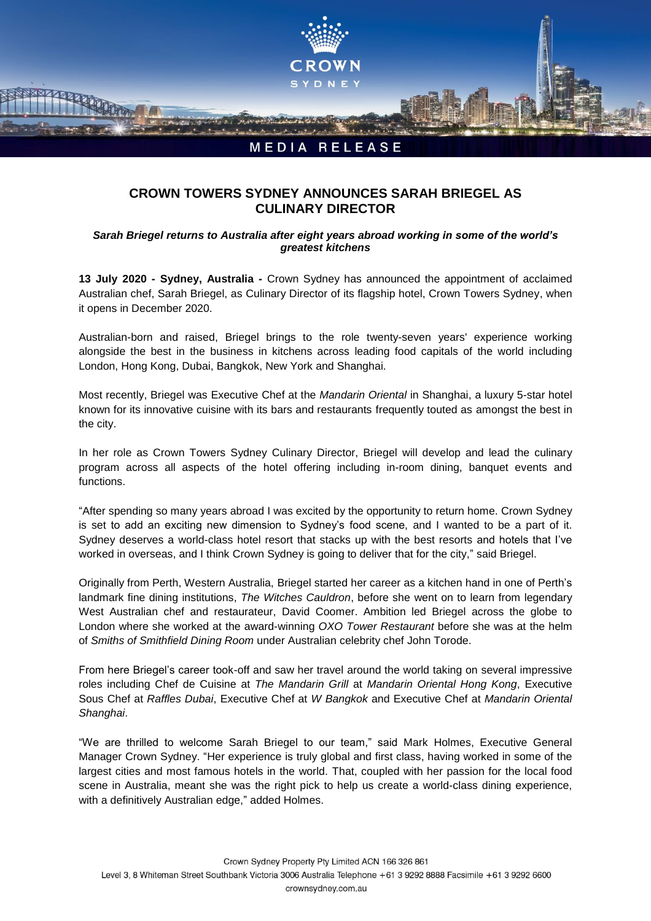MEDIA RELEASE

# CROWN TOWERS SYDNEY ANNOUNCES SARAH BRIEGEL AS CULINARY DIRECTOR

***Sarah Briegel returns to Australia after eight years abroad working in some of the world's greatest kitchens***

**13 July 2020 - Sydney, Australia -** Crown Sydney has announced the appointment of acclaimed Australian chef, Sarah Briegel, as Culinary Director of its flagship hotel, Crown Towers Sydney, when it opens in December 2020.

Australian-born and raised, Briegel brings to the role twenty-seven years' experience working alongside the best in the business in kitchens across leading food capitals of the world including London, Hong Kong, Dubai, Bangkok, New York and Shanghai.

Most recently, Briegel was Executive Chef at the *Mandarin Oriental* in Shanghai, a luxury 5-star hotel known for its innovative cuisine with its bars and restaurants frequently touted as amongst the best in the city.

In her role as Crown Towers Sydney Culinary Director, Briegel will develop and lead the culinary program across all aspects of the hotel offering including in-room dining, banquet events and functions.

"After spending so many years abroad I was excited by the opportunity to return home. Crown Sydney is set to add an exciting new dimension to Sydney's food scene, and I wanted to be a part of it. Sydney deserves a world-class hotel resort that stacks up with the best resorts and hotels that I've worked in overseas, and I think Crown Sydney is going to deliver that for the city," said Briegel.

Originally from Perth, Western Australia, Briegel started her career as a kitchen hand in one of Perth's landmark fine dining institutions, *The Witches Cauldron*, before she went on to learn from legendary West Australian chef and restaurateur, David Coomer. Ambition led Briegel across the globe to London where she worked at the award-winning *OXO Tower Restaurant* before she was at the helm of *Smiths of Smithfield Dining Room* under Australian celebrity chef John Torode.

From here Briegel's career took-off and saw her travel around the world taking on several impressive roles including Chef de Cuisine at *The Mandarin Grill* at *Mandarin Oriental Hong Kong*, Executive Sous Chef at *Raffles Dubai*, Executive Chef at *W Bangkok* and Executive Chef at *Mandarin Oriental Shanghai*.

"We are thrilled to welcome Sarah Briegel to our team," said Mark Holmes, Executive General Manager Crown Sydney. "Her experience is truly global and first class, having worked in some of the largest cities and most famous hotels in the world. That, coupled with her passion for the local food scene in Australia, meant she was the right pick to help us create a world-class dining experience, with a definitively Australian edge," added Holmes.

Crown Sydney Property Pty Limited ACN 166 326 861
Level 3, 8 Whiteman Street Southbank Victoria 3006 Australia Telephone +61 3 9292 8888 Facsimile +61 3 9292 6600
crownsydney.com.au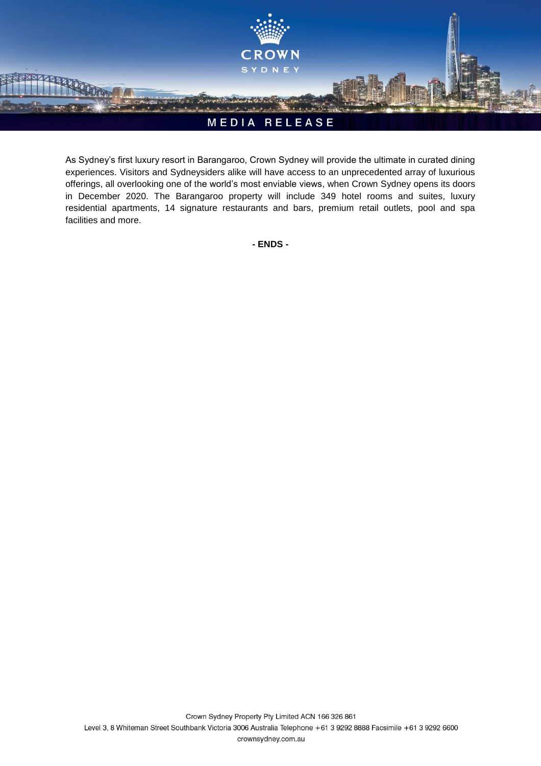As Sydney's first luxury resort in Barangaroo, Crown Sydney will provide the ultimate in curated dining experiences. Visitors and Sydneysiders alike will have access to an unprecedented array of luxurious offerings, all overlooking one of the world's most enviable views, when Crown Sydney opens its doors in December 2020. The Barangaroo property will include 349 hotel rooms and suites, luxury residential apartments, 14 signature restaurants and bars, premium retail outlets, pool and spa facilities and more.

**- ENDS -**